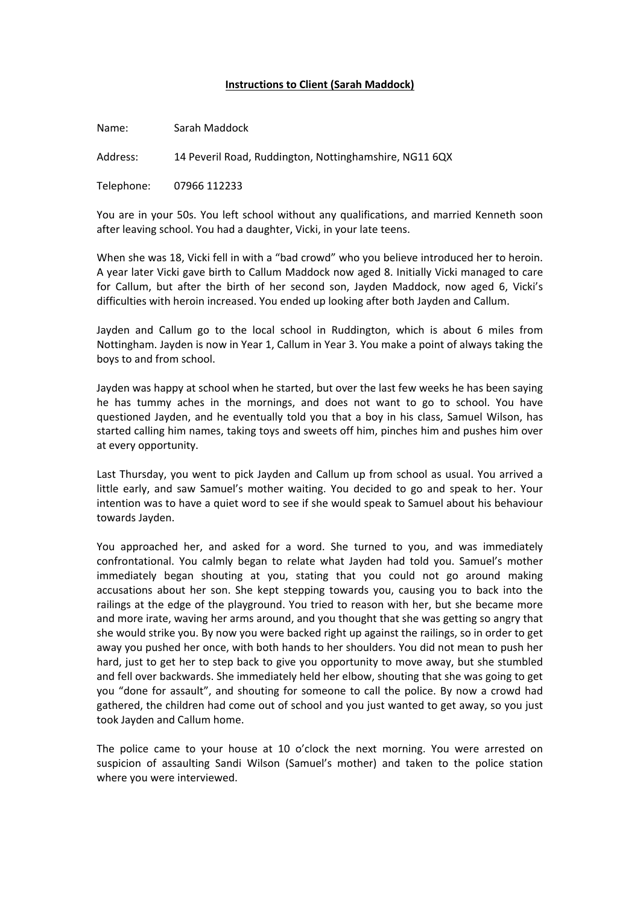# Instructions to Client (Sarah Maddock)

Name: Sarah Maddock

Address: 14 Peveril Road, Ruddington, Nottinghamshire, NG11 6QX

Telephone: 07966 112233

You are in your 50s. You left school without any qualifications, and married Kenneth soon after leaving school. You had a daughter, Vicki, in your late teens.

When she was 18, Vicki fell in with a "bad crowd" who you believe introduced her to heroin. A year later Vicki gave birth to Callum Maddock now aged 8. Initially Vicki managed to care for Callum, but after the birth of her second son, Jayden Maddock, now aged 6, Vicki's difficulties with heroin increased. You ended up looking after both Jayden and Callum.

Jayden and Callum go to the local school in Ruddington, which is about 6 miles from Nottingham. Jayden is now in Year 1, Callum in Year 3. You make a point of always taking the boys to and from school.

Jayden was happy at school when he started, but over the last few weeks he has been saying he has tummy aches in the mornings, and does not want to go to school. You have questioned Jayden, and he eventually told you that a boy in his class, Samuel Wilson, has started calling him names, taking toys and sweets off him, pinches him and pushes him over at every opportunity.

Last Thursday, you went to pick Jayden and Callum up from school as usual. You arrived a little early, and saw Samuel's mother waiting. You decided to go and speak to her. Your intention was to have a quiet word to see if she would speak to Samuel about his behaviour towards Jayden.

You approached her, and asked for a word. She turned to you, and was immediately confrontational. You calmly began to relate what Jayden had told you. Samuel's mother immediately began shouting at you, stating that you could not go around making accusations about her son. She kept stepping towards you, causing you to back into the railings at the edge of the playground. You tried to reason with her, but she became more and more irate, waving her arms around, and you thought that she was getting so angry that she would strike you. By now you were backed right up against the railings, so in order to get away you pushed her once, with both hands to her shoulders. You did not mean to push her hard, just to get her to step back to give you opportunity to move away, but she stumbled and fell over backwards. She immediately held her elbow, shouting that she was going to get you "done for assault", and shouting for someone to call the police. By now a crowd had gathered, the children had come out of school and you just wanted to get away, so you just took Jayden and Callum home.

The police came to your house at 10 o'clock the next morning. You were arrested on suspicion of assaulting Sandi Wilson (Samuel's mother) and taken to the police station where you were interviewed.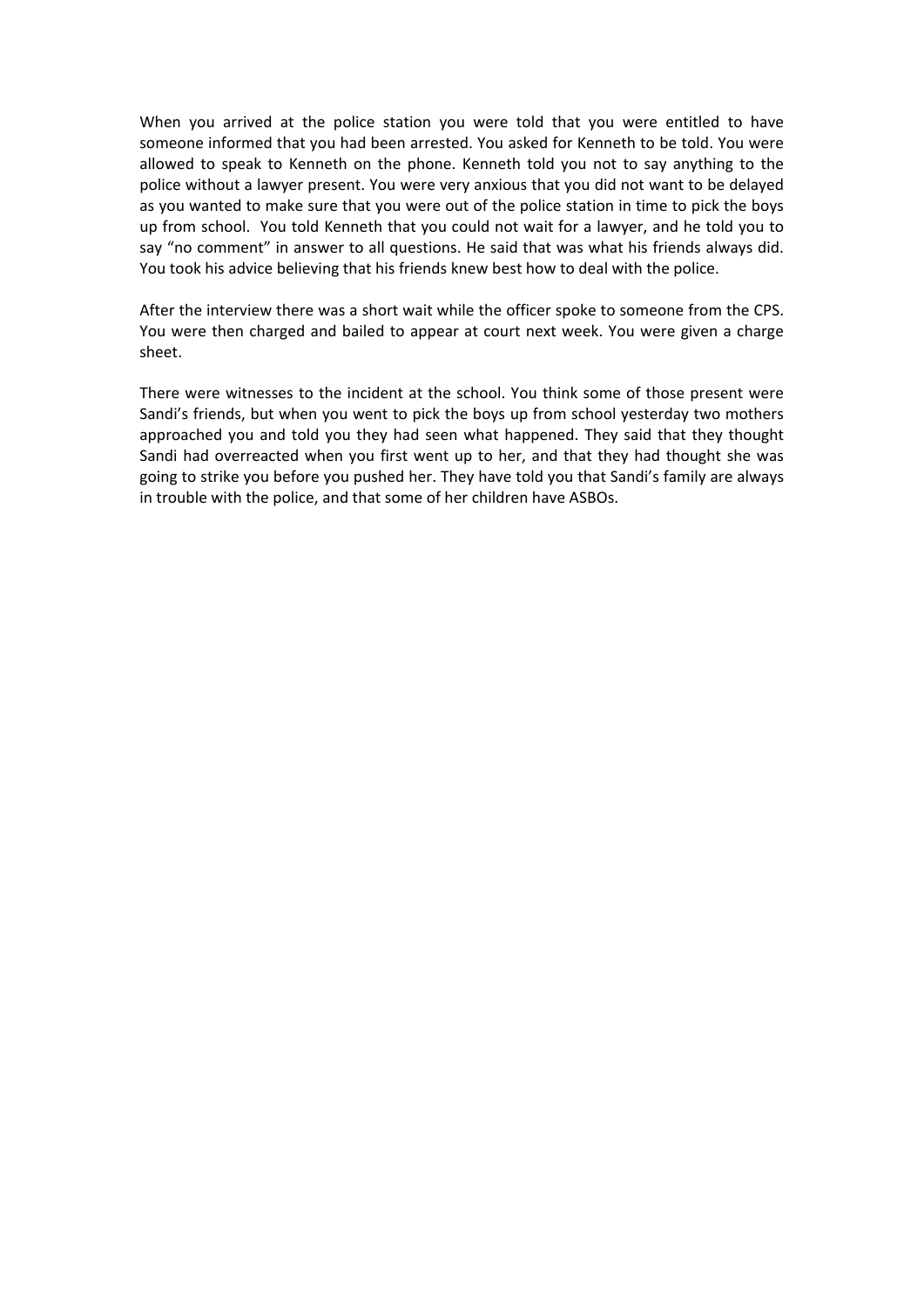When you arrived at the police station you were told that you were entitled to have someone informed that you had been arrested. You asked for Kenneth to be told. You were allowed to speak to Kenneth on the phone. Kenneth told you not to say anything to the police without a lawyer present. You were very anxious that you did not want to be delayed as you wanted to make sure that you were out of the police station in time to pick the boys up from school. You told Kenneth that you could not wait for a lawyer, and he told you to say "no comment" in answer to all questions. He said that was what his friends always did. You took his advice believing that his friends knew best how to deal with the police.

After the interview there was a short wait while the officer spoke to someone from the CPS. You were then charged and bailed to appear at court next week. You were given a charge sheet.

There were witnesses to the incident at the school. You think some of those present were Sandi's friends, but when you went to pick the boys up from school yesterday two mothers approached you and told you they had seen what happened. They said that they thought Sandi had overreacted when you first went up to her, and that they had thought she was going to strike you before you pushed her. They have told you that Sandi's family are always in trouble with the police, and that some of her children have ASBOs.